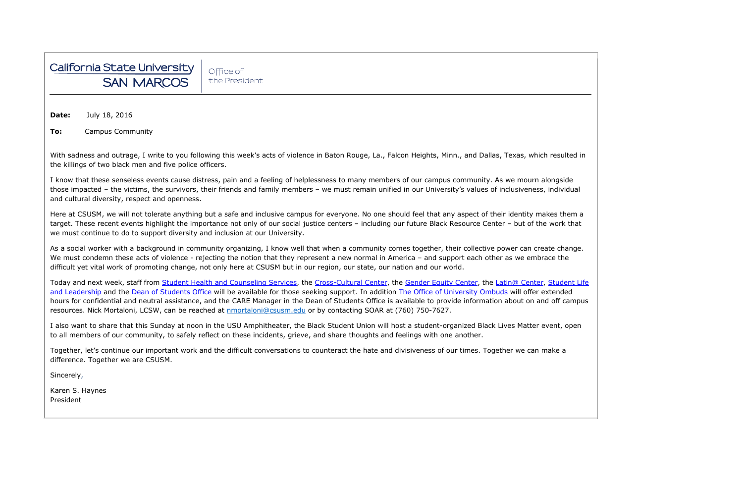California State University SAN MARCOS | Office of the President

**Date:** July 18, 2016

**To:** Campus Community

With sadness and outrage, I write to you following this week's acts of violence in Baton Rouge, La., Falcon Heights, Minn., and Dallas, Texas, which resulted in the killings of two black men and five police officers.

I know that these senseless events cause distress, pain and a feeling of helplessness to many members of our campus community. As we mourn alongside those impacted – the victims, the survivors, their friends and family members – we must remain unified in our University's values of inclusiveness, individual and cultural diversity, respect and openness.

Here at CSUSM, we will not tolerate anything but a safe and inclusive campus for everyone. No one should feel that any aspect of their identity makes them a target. These recent events highlight the importance not only of our social justice centers – including our future Black Resource Center – but of the work that we must continue to do to support diversity and inclusion at our University.

As a social worker with a background in community organizing, I know well that when a community comes together, their collective power can create change. We must condemn these acts of violence - rejecting the notion that they represent a new normal in America – and support each other as we embrace the difficult yet vital work of promoting change, not only here at CSUSM but in our region, our state, our nation and our world.

Today and next week, staff from Student Health and Counseling Services, the Cross-Cultural Center, the Gender Equity Center, the Latin@ Center, Student Life and Leadership and the Dean of Students Office will be available for those seeking support. In addition The Office of University Ombuds will offer extended hours for confidential and neutral assistance, and the CARE Manager in the Dean of Students Office is available to provide information about on and off campus resources. Nick Mortaloni, LCSW, can be reached at nmortaloni@csusm.edu or by contacting SOAR at (760) 750-7627.

I also want to share that this Sunday at noon in the USU Amphitheater, the Black Student Union will host a student-organized Black Lives Matter event, open to all members of our community, to safely reflect on these incidents, grieve, and share thoughts and feelings with one another.

Together, let's continue our important work and the difficult conversations to counteract the hate and divisiveness of our times. Together we can make a difference. Together we are CSUSM.

Sincerely,

Karen S. Haynes
President